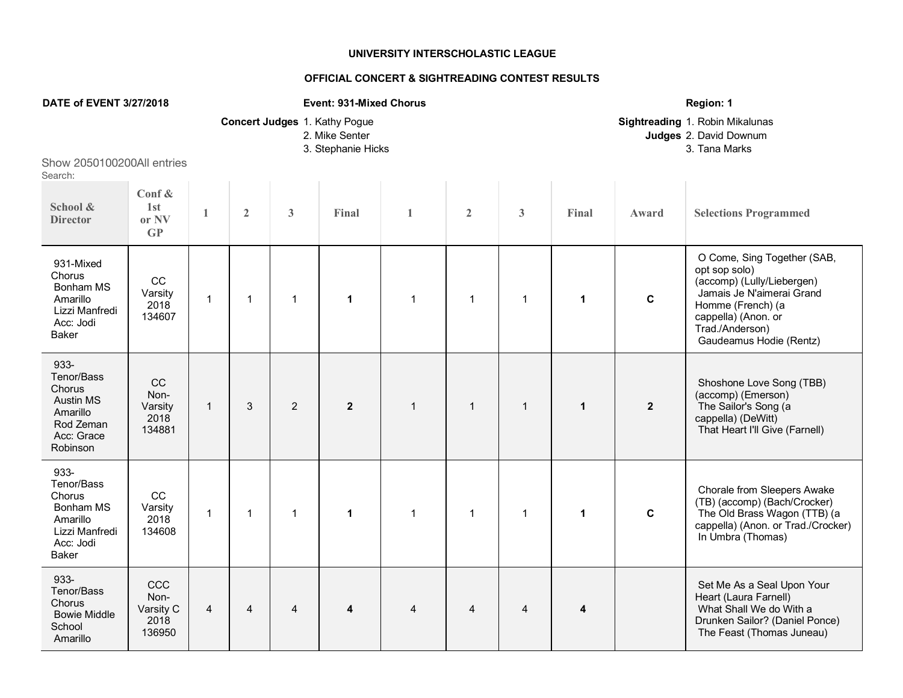**UNIVERSITY INTERSCHOLASTIC LEAGUE**

**OFFICIAL CONCERT & SIGHTREADING CONTEST RESULTS**

**DATE of EVENT 3/27/2018** | **Event: 931-Mixed Chorus** | **Region: 1**

**Concert Judges**
1. Kathy Pogue
2. Mike Senter
3. Stephanie Hicks

**Sightreading Judges**
1. Robin Mikalunas
2. David Downum
3. Tana Marks

Show 2050100200All entries
Search:

| School & Director | Conf & 1st or NV GP | 1 | 2 | 3 | Final | 1 | 2 | 3 | Final | Award | Selections Programmed |
|---|---|---|---|---|---|---|---|---|---|---|---|
| 931-Mixed Chorus Bonham MS Amarillo Lizzi Manfredi Acc: Jodi Baker | CC Varsity 2018 134607 | 1 | 1 | 1 | **1** | 1 | 1 | 1 | **1** | **C** | O Come, Sing Together (SAB, opt sop solo) (accomp) (Lully/Liebergen) Jamais Je N'aimerai Grand Homme (French) (a cappella) (Anon. or Trad./Anderson) Gaudeamus Hodie (Rentz) |
| 933-Tenor/Bass Chorus Austin MS Amarillo Rod Zeman Acc: Grace Robinson | CC Non-Varsity 2018 134881 | 1 | 3 | 2 | **2** | 1 | 1 | 1 | **1** | **2** | Shoshone Love Song (TBB) (accomp) (Emerson) The Sailor's Song (a cappella) (DeWitt) That Heart I'll Give (Farnell) |
| 933-Tenor/Bass Chorus Bonham MS Amarillo Lizzi Manfredi Acc: Jodi Baker | CC Varsity 2018 134608 | 1 | 1 | 1 | **1** | 1 | 1 | 1 | **1** | **C** | Chorale from Sleepers Awake (TB) (accomp) (Bach/Crocker) The Old Brass Wagon (TTB) (a cappella) (Anon. or Trad./Crocker) In Umbra (Thomas) |
| 933-Tenor/Bass Chorus Bowie Middle School Amarillo | CCC Non-Varsity C 2018 136950 | 4 | 4 | 4 | **4** | 4 | 4 | 4 | **4** | | Set Me As a Seal Upon Your Heart (Laura Farnell) What Shall We do With a Drunken Sailor? (Daniel Ponce) The Feast (Thomas Juneau) |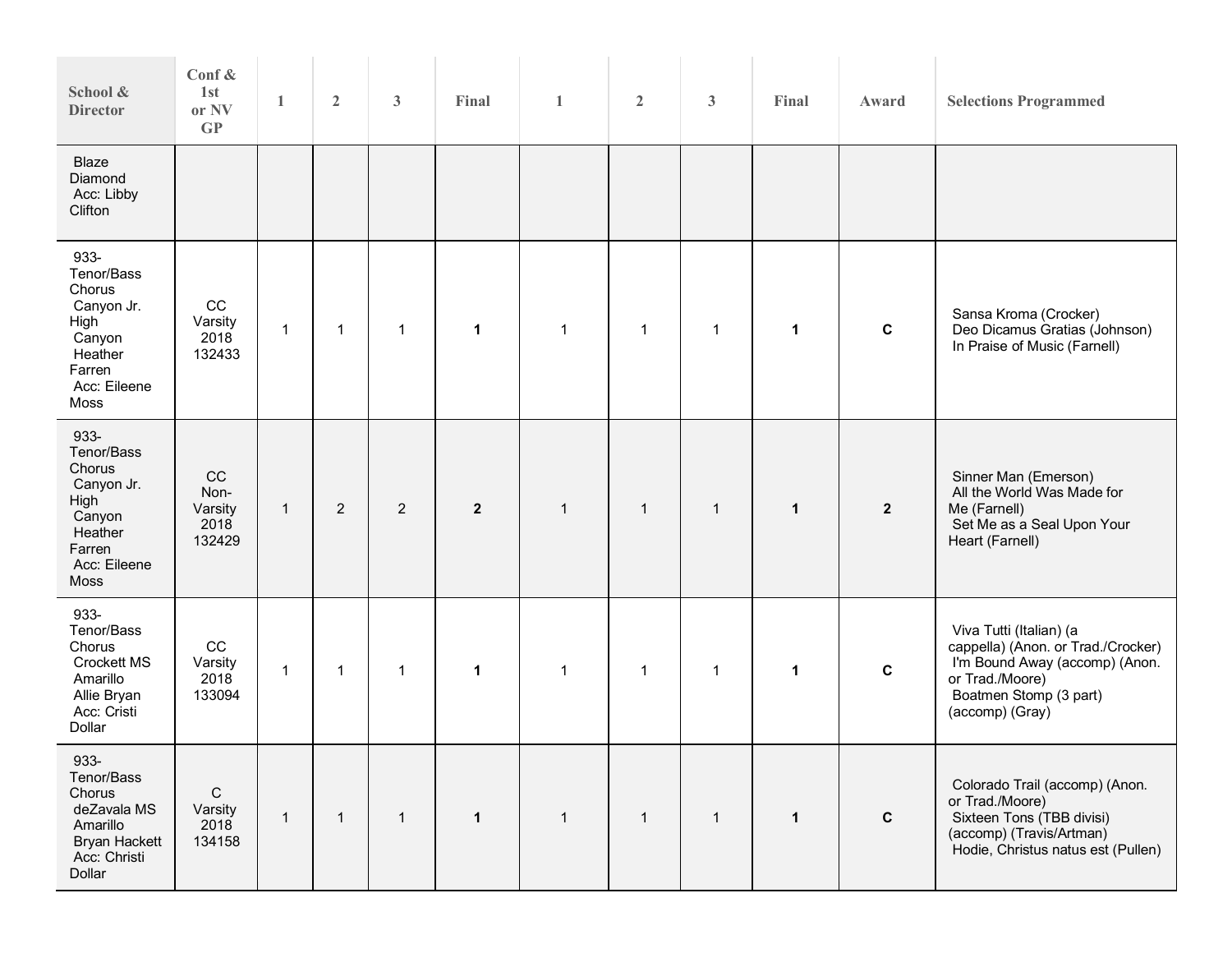| School & Director | Conf & 1st or NV GP | 1 | 2 | 3 | Final | 1 | 2 | 3 | Final | Award | Selections Programmed |
|---|---|---|---|---|---|---|---|---|---|---|---|
| Blaze Diamond Acc: Libby Clifton | | | | | | | | | | | |
| 933- Tenor/Bass Chorus Canyon Jr. High Canyon Heather Farren Acc: Eileene Moss | CC Varsity 2018 132433 | 1 | 1 | 1 | **1** | 1 | 1 | 1 | **1** | **C** | Sansa Kroma (Crocker) Deo Dicamus Gratias (Johnson) In Praise of Music (Farnell) |
| 933- Tenor/Bass Chorus Canyon Jr. High Canyon Heather Farren Acc: Eileene Moss | CC Non-Varsity 2018 132429 | 1 | 2 | 2 | **2** | 1 | 1 | 1 | **1** | **2** | Sinner Man (Emerson) All the World Was Made for Me (Farnell) Set Me as a Seal Upon Your Heart (Farnell) |
| 933- Tenor/Bass Chorus Crockett MS Amarillo Allie Bryan Acc: Cristi Dollar | CC Varsity 2018 133094 | 1 | 1 | 1 | **1** | 1 | 1 | 1 | **1** | **C** | Viva Tutti (Italian) (a cappella) (Anon. or Trad./Crocker) I'm Bound Away (accomp) (Anon. or Trad./Moore) Boatmen Stomp (3 part) (accomp) (Gray) |
| 933- Tenor/Bass Chorus deZavala MS Amarillo Bryan Hackett Acc: Christi Dollar | C Varsity 2018 134158 | 1 | 1 | 1 | **1** | 1 | 1 | 1 | **1** | **C** | Colorado Trail (accomp) (Anon. or Trad./Moore) Sixteen Tons (TBB divisi) (accomp) (Travis/Artman) Hodie, Christus natus est (Pullen) |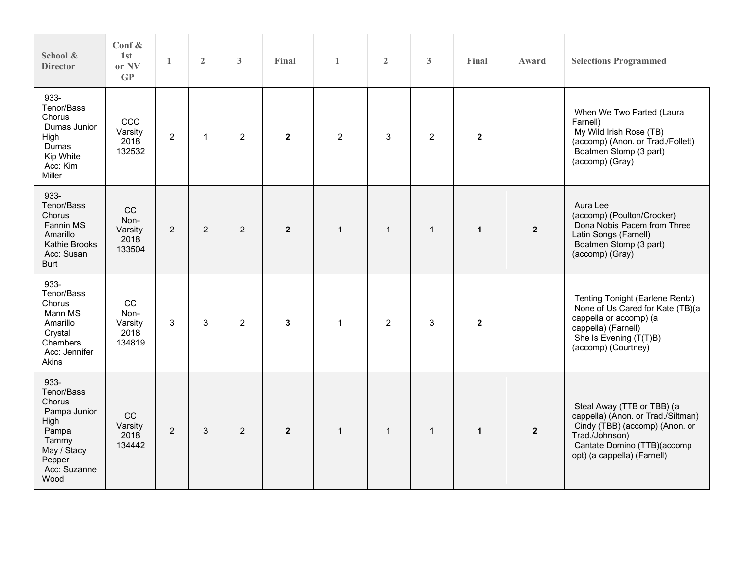| School & Director | Conf & 1st or NV GP | 1 | 2 | 3 | Final | 1 | 2 | 3 | Final | Award | Selections Programmed |
|---|---|---|---|---|---|---|---|---|---|---|---|
| 933-Tenor/Bass Chorus Dumas Junior High Dumas Kip White Acc: Kim Miller | CCC Varsity 2018 132532 | 2 | 1 | 2 | **2** | 2 | 3 | 2 | **2** | | When We Two Parted (Laura Farnell) My Wild Irish Rose (TB) (accomp) (Anon. or Trad./Follett) Boatmen Stomp (3 part) (accomp) (Gray) |
| 933-Tenor/Bass Chorus Fannin MS Amarillo Kathie Brooks Acc: Susan Burt | CC Non-Varsity 2018 133504 | 2 | 2 | 2 | **2** | 1 | 1 | 1 | **1** | **2** | Aura Lee (accomp) (Poulton/Crocker) Dona Nobis Pacem from Three Latin Songs (Farnell) Boatmen Stomp (3 part) (accomp) (Gray) |
| 933-Tenor/Bass Chorus Mann MS Amarillo Crystal Chambers Acc: Jennifer Akins | CC Non-Varsity 2018 134819 | 3 | 3 | 2 | **3** | 1 | 2 | 3 | **2** | | Tenting Tonight (Earlene Rentz) None of Us Cared for Kate (TB)(a cappella or accomp) (a cappella) (Farnell) She Is Evening (T(T)B) (accomp) (Courtney) |
| 933-Tenor/Bass Chorus Pampa Junior High Pampa Tammy May / Stacy Pepper Acc: Suzanne Wood | CC Varsity 2018 134442 | 2 | 3 | 2 | **2** | 1 | 1 | 1 | **1** | **2** | Steal Away (TTB or TBB) (a cappella) (Anon. or Trad./Siltman) Cindy (TBB) (accomp) (Anon. or Trad./Johnson) Cantate Domino (TTB)(accomp opt) (a cappella) (Farnell) |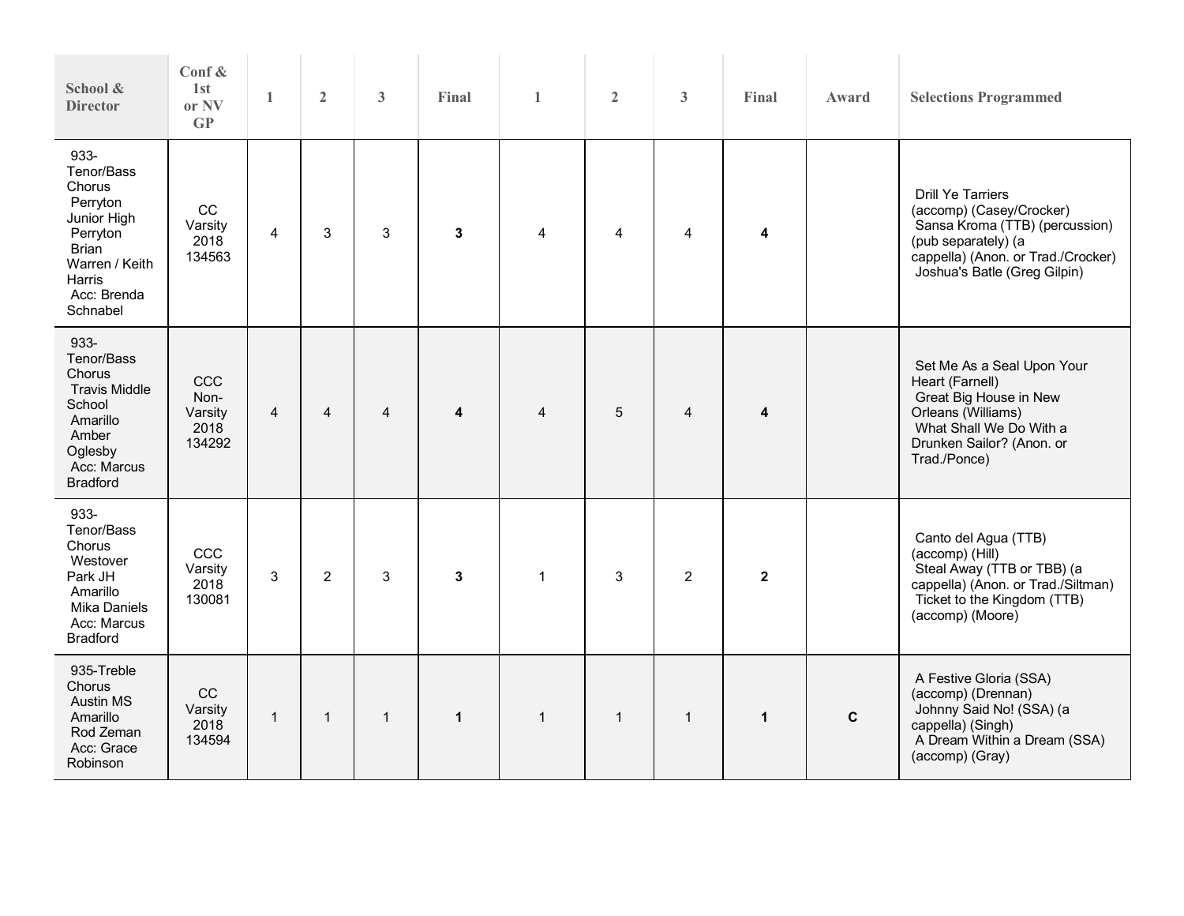| School & Director | Conf & 1st or NV GP | 1 | 2 | 3 | Final | 1 | 2 | 3 | Final | Award | Selections Programmed |
|---|---|---|---|---|---|---|---|---|---|---|---|
| 933-Tenor/Bass Chorus Perryton Junior High Perryton Brian Warren / Keith Harris Acc: Brenda Schnabel | CC Varsity 2018 134563 | 4 | 3 | 3 | **3** | 4 | 4 | 4 | **4** | | Drill Ye Tarriers (accomp) (Casey/Crocker) Sansa Kroma (TTB) (percussion) (pub separately) (a cappella) (Anon. or Trad./Crocker) Joshua's Batle (Greg Gilpin) |
| 933-Tenor/Bass Chorus Travis Middle School Amarillo Amber Oglesby Acc: Marcus Bradford | CCC Non-Varsity 2018 134292 | 4 | 4 | 4 | **4** | 4 | 5 | 4 | **4** | | Set Me As a Seal Upon Your Heart (Farnell) Great Big House in New Orleans (Williams) What Shall We Do With a Drunken Sailor? (Anon. or Trad./Ponce) |
| 933-Tenor/Bass Chorus Westover Park JH Amarillo Mika Daniels Acc: Marcus Bradford | CCC Varsity 2018 130081 | 3 | 2 | 3 | **3** | 1 | 3 | 2 | **2** | | Canto del Agua (TTB) (accomp) (Hill) Steal Away (TTB or TBB) (a cappella) (Anon. or Trad./Siltman) Ticket to the Kingdom (TTB) (accomp) (Moore) |
| 935-Treble Chorus Austin MS Amarillo Rod Zeman Acc: Grace Robinson | CC Varsity 2018 134594 | 1 | 1 | 1 | **1** | 1 | 1 | 1 | **1** | **C** | A Festive Gloria (SSA) (accomp) (Drennan) Johnny Said No! (SSA) (a cappella) (Singh) A Dream Within a Dream (SSA) (accomp) (Gray) |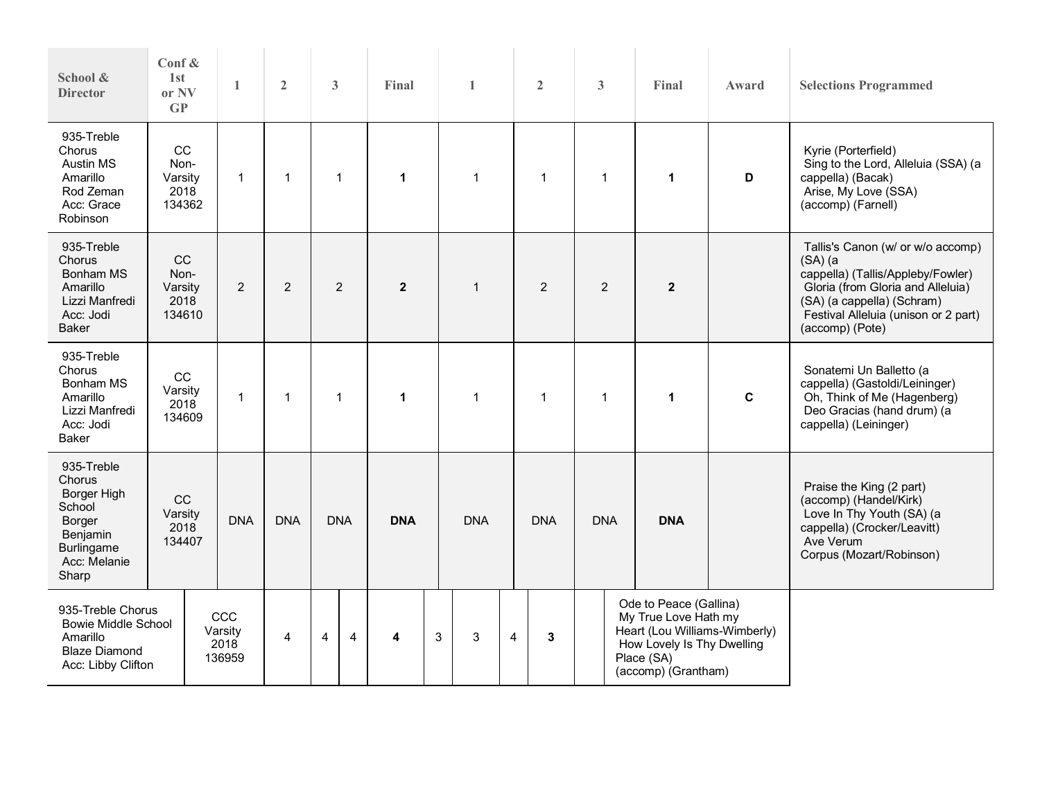| School & Director | Conf & 1st or NV GP | 1 | 2 | 3 | Final | 1 | 2 | 3 | Final | Award | Selections Programmed |
|---|---|---|---|---|---|---|---|---|---|---|---|
| 935-Treble Chorus Austin MS Amarillo Rod Zeman Acc: Grace Robinson | CC Non-Varsity 2018 134362 | 1 | 1 | 1 | **1** | 1 | 1 | 1 | **1** | **D** | Kyrie (Porterfield) Sing to the Lord, Alleluia (SSA) (a cappella) (Bacak) Arise, My Love (SSA) (accomp) (Farnell) |
| 935-Treble Chorus Bonham MS Amarillo Lizzi Manfredi Acc: Jodi Baker | CC Non-Varsity 2018 134610 | 2 | 2 | 2 | **2** | 1 | 2 | 2 | **2** | | Tallis's Canon (w/ or w/o accomp) (SA) (a cappella) (Tallis/Appleby/Fowler) Gloria (from Gloria and Alleluia) (SA) (a cappella) (Schram) Festival Alleluia (unison or 2 part) (accomp) (Pote) |
| 935-Treble Chorus Bonham MS Amarillo Lizzi Manfredi Acc: Jodi Baker | CC Varsity 2018 134609 | 1 | 1 | 1 | **1** | 1 | 1 | 1 | **1** | **C** | Sonatemi Un Balletto (a cappella) (Gastoldi/Leininger) Oh, Think of Me (Hagenberg) Deo Gracias (hand drum) (a cappella) (Leininger) |
| 935-Treble Chorus Borger High School Borger Benjamin Burlingame Acc: Melanie Sharp | CC Varsity 2018 134407 | DNA | DNA | DNA | **DNA** | DNA | DNA | DNA | **DNA** | | Praise the King (2 part) (accomp) (Handel/Kirk) Love In Thy Youth (SA) (a cappella) (Crocker/Leavitt) Ave Verum Corpus (Mozart/Robinson) |
| 935-Treble Chorus Bowie Middle School Amarillo Blaze Diamond Acc: Libby Clifton | CCC Varsity 2018 136959 | 4 | 4 | 4 | **4** | 3 | 3 | 4 | **3** | | Ode to Peace (Gallina) My True Love Hath my Heart (Lou Williams-Wimberly) How Lovely Is Thy Dwelling Place (SA) (accomp) (Grantham) |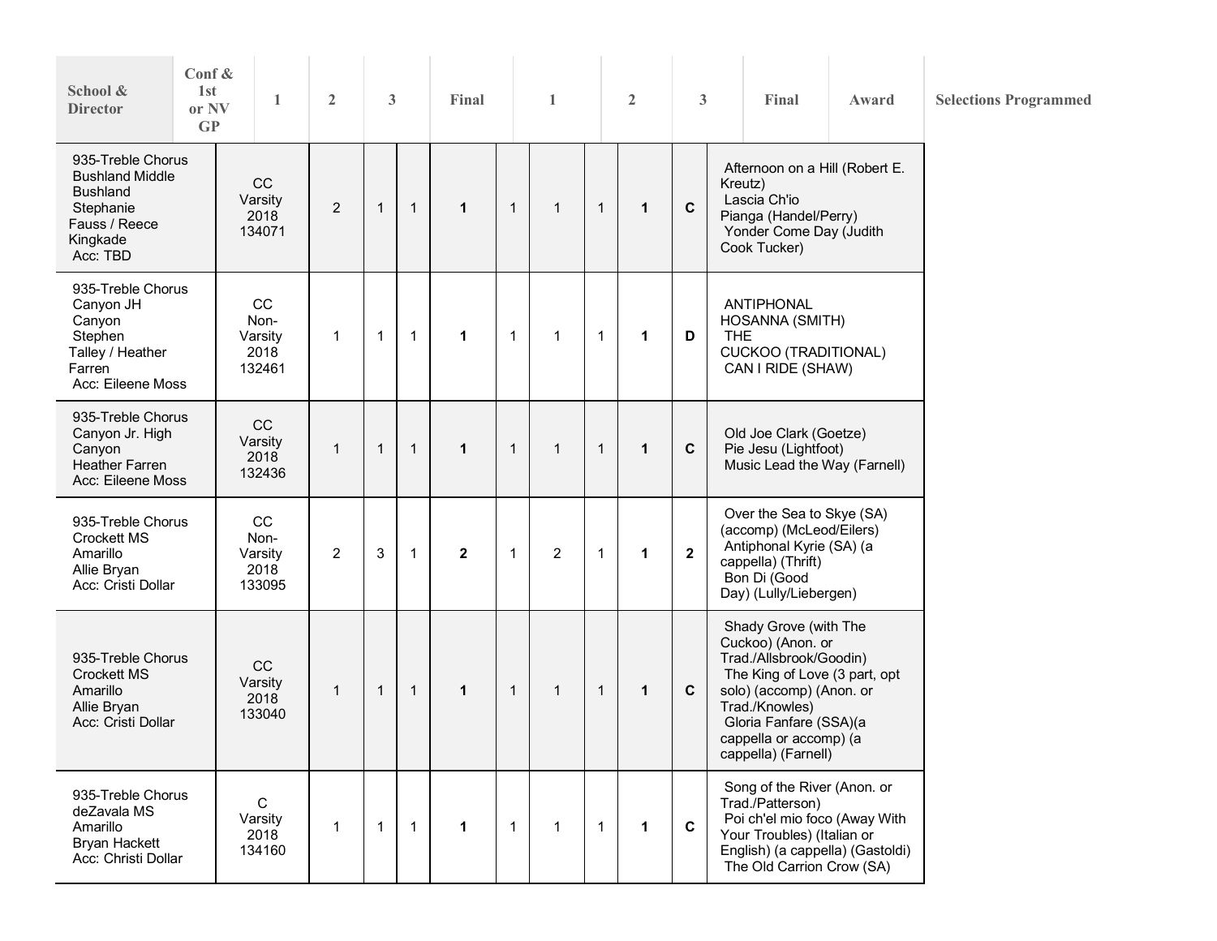| School & Director | Conf & 1st or NV GP | 1 | 2 | 3 | Final | 1 | 2 | 3 | Final | Award | Selections Programmed |
|---|---|---|---|---|---|---|---|---|---|---|---|
| 935-Treble Chorus Bushland Middle Bushland Stephanie Fauss / Reece Kingkade Acc: TBD | CC Varsity 2018 134071 | 2 | 1 | 1 | 1 | 1 | 1 | 1 | 1 | C | Afternoon on a Hill (Robert E. Kreutz) Lascia Ch'io Pianga (Handel/Perry) Yonder Come Day (Judith Cook Tucker) |
| 935-Treble Chorus Canyon JH Canyon Stephen Talley / Heather Farren Acc: Eileene Moss | CC Non-Varsity 2018 132461 | 1 | 1 | 1 | 1 | 1 | 1 | 1 | 1 | D | ANTIPHONAL HOSANNA (SMITH) THE CUCKOO (TRADITIONAL) CAN I RIDE (SHAW) |
| 935-Treble Chorus Canyon Jr. High Canyon Heather Farren Acc: Eileene Moss | CC Varsity 2018 132436 | 1 | 1 | 1 | 1 | 1 | 1 | 1 | 1 | C | Old Joe Clark (Goetze) Pie Jesu (Lightfoot) Music Lead the Way (Farnell) |
| 935-Treble Chorus Crockett MS Amarillo Allie Bryan Acc: Cristi Dollar | CC Non-Varsity 2018 133095 | 2 | 3 | 1 | 2 | 1 | 2 | 1 | 1 | 2 | Over the Sea to Skye (SA) (accomp) (McLeod/Eilers) Antiphonal Kyrie (SA) (a cappella) (Thrift) Bon Di (Good Day) (Lully/Liebergen) |
| 935-Treble Chorus Crockett MS Amarillo Allie Bryan Acc: Cristi Dollar | CC Varsity 2018 133040 | 1 | 1 | 1 | 1 | 1 | 1 | 1 | 1 | C | Shady Grove (with The Cuckoo) (Anon. or Trad./Allsbrook/Goodin) The King of Love (3 part, opt solo) (accomp) (Anon. or Trad./Knowles) Gloria Fanfare (SSA)(a cappella or accomp) (a cappella) (Farnell) |
| 935-Treble Chorus deZavala MS Amarillo Bryan Hackett Acc: Christi Dollar | C Varsity 2018 134160 | 1 | 1 | 1 | 1 | 1 | 1 | 1 | 1 | C | Song of the River (Anon. or Trad./Patterson) Poi ch'el mio foco (Away With Your Troubles) (Italian or English) (a cappella) (Gastoldi) The Old Carrion Crow (SA) |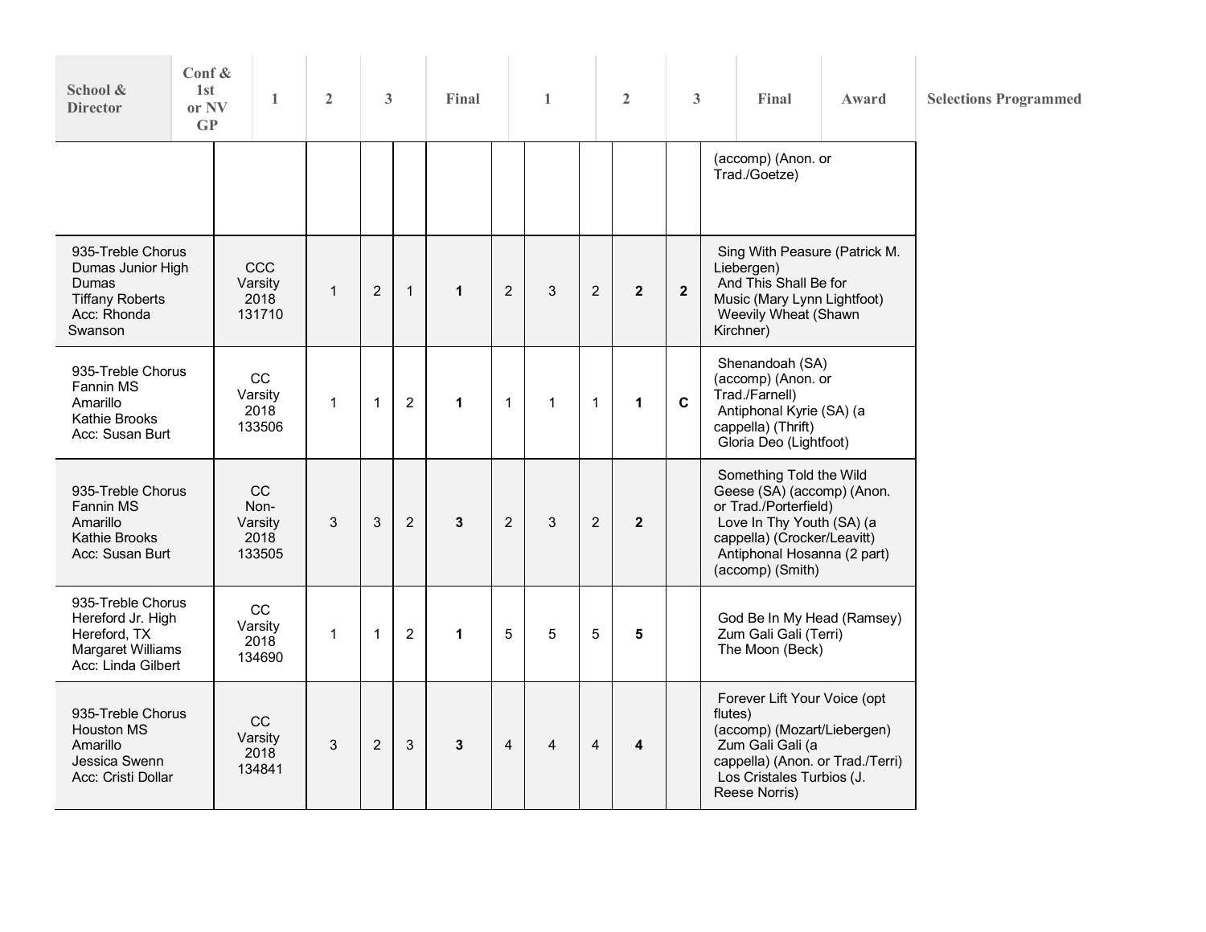| School & Director | Conf & 1st or NV GP | 1 | 2 | 3 | Final | 1 | 2 | 3 | Final | Award | Selections Programmed |
|---|---|---|---|---|---|---|---|---|---|---|---|
| | | | | | | | | | | | (accomp) (Anon. or Trad./Goetze) |
| 935-Treble Chorus Dumas Junior High Dumas Tiffany Roberts Acc: Rhonda Swanson | CCC Varsity 2018 131710 | 1 | 2 | 1 | **1** | 2 | 3 | 2 | **2** | **2** | Sing With Peasure (Patrick M. Liebergen) And This Shall Be for Music (Mary Lynn Lightfoot) Weevily Wheat (Shawn Kirchner) |
| 935-Treble Chorus Fannin MS Amarillo Kathie Brooks Acc: Susan Burt | CC Varsity 2018 133506 | 1 | 1 | 2 | **1** | 1 | 1 | 1 | **1** | **C** | Shenandoah (SA) (accomp) (Anon. or Trad./Farnell) Antiphonal Kyrie (SA) (a cappella) (Thrift) Gloria Deo (Lightfoot) |
| 935-Treble Chorus Fannin MS Amarillo Kathie Brooks Acc: Susan Burt | CC Non-Varsity 2018 133505 | 3 | 3 | 2 | **3** | 2 | 3 | 2 | **2** | | Something Told the Wild Geese (SA) (accomp) (Anon. or Trad./Porterfield) Love In Thy Youth (SA) (a cappella) (Crocker/Leavitt) Antiphonal Hosanna (2 part) (accomp) (Smith) |
| 935-Treble Chorus Hereford Jr. High Hereford, TX Margaret Williams Acc: Linda Gilbert | CC Varsity 2018 134690 | 1 | 1 | 2 | **1** | 5 | 5 | 5 | **5** | | God Be In My Head (Ramsey) Zum Gali Gali (Terri) The Moon (Beck) |
| 935-Treble Chorus Houston MS Amarillo Jessica Swenn Acc: Cristi Dollar | CC Varsity 2018 134841 | 3 | 2 | 3 | **3** | 4 | 4 | 4 | **4** | | Forever Lift Your Voice (opt flutes) (accomp) (Mozart/Liebergen) Zum Gali Gali (a cappella) (Anon. or Trad./Terri) Los Cristales Turbios (J. Reese Norris) |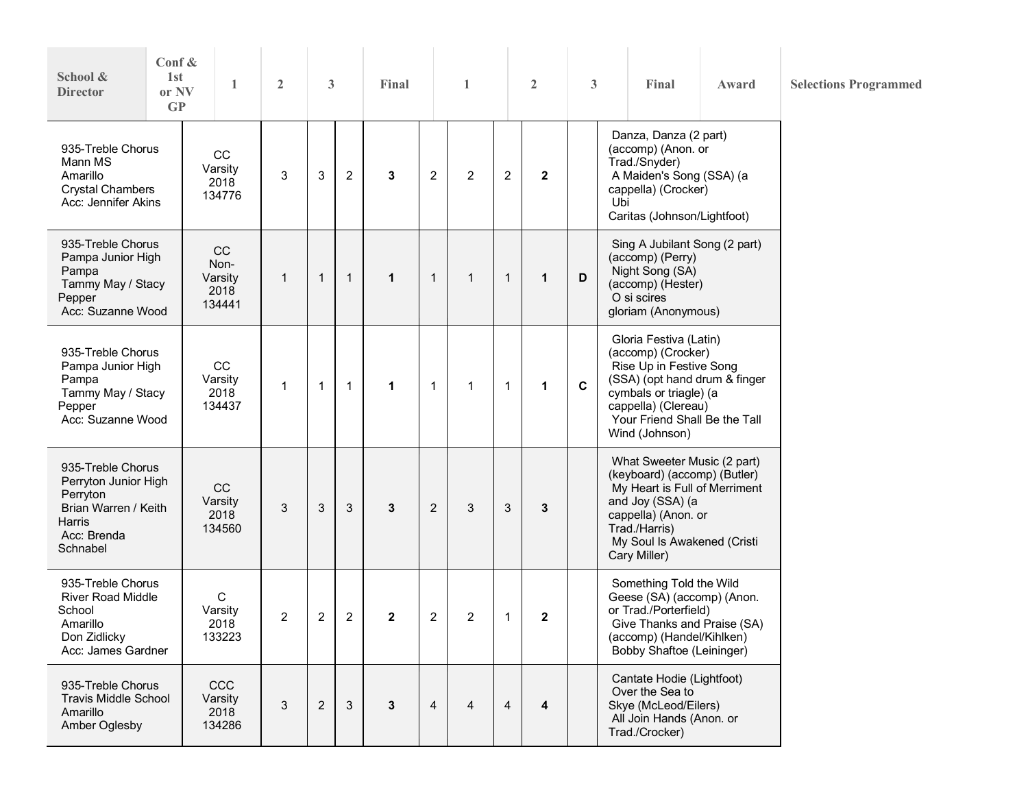| School & Director | Conf & 1st or NV GP | 1 | 2 | 3 | Final | 1 | 2 | 3 | Final | Award | Selections Programmed |
|---|---|---|---|---|---|---|---|---|---|---|---|
| 935-Treble Chorus Mann MS Amarillo Crystal Chambers Acc: Jennifer Akins | CC Varsity 2018 134776 | 3 | 3 | 2 | **3** | 2 | 2 | 2 | **2** | | Danza, Danza (2 part) (accomp) (Anon. or Trad./Snyder) A Maiden's Song (SSA) (a cappella) (Crocker) Ubi Caritas (Johnson/Lightfoot) |
| 935-Treble Chorus Pampa Junior High Pampa Tammy May / Stacy Pepper Acc: Suzanne Wood | CC Non-Varsity 2018 134441 | 1 | 1 | 1 | **1** | 1 | 1 | 1 | **1** | **D** | Sing A Jubilant Song (2 part) (accomp) (Perry) Night Song (SA) (accomp) (Hester) O si scires gloriam (Anonymous) |
| 935-Treble Chorus Pampa Junior High Pampa Tammy May / Stacy Pepper Acc: Suzanne Wood | CC Varsity 2018 134437 | 1 | 1 | 1 | **1** | 1 | 1 | 1 | **1** | **C** | Gloria Festiva (Latin) (accomp) (Crocker) Rise Up in Festive Song (SSA) (opt hand drum & finger cymbals or triagle) (a cappella) (Clereau) Your Friend Shall Be the Tall Wind (Johnson) |
| 935-Treble Chorus Perryton Junior High Perryton Brian Warren / Keith Harris Acc: Brenda Schnabel | CC Varsity 2018 134560 | 3 | 3 | 3 | **3** | 2 | 3 | 3 | **3** | | What Sweeter Music (2 part) (keyboard) (accomp) (Butler) My Heart is Full of Merriment and Joy (SSA) (a cappella) (Anon. or Trad./Harris) My Soul Is Awakened (Cristi Cary Miller) |
| 935-Treble Chorus River Road Middle School Amarillo Don Zidlicky Acc: James Gardner | C Varsity 2018 133223 | 2 | 2 | 2 | **2** | 2 | 2 | 1 | **2** | | Something Told the Wild Geese (SA) (accomp) (Anon. or Trad./Porterfield) Give Thanks and Praise (SA) (accomp) (Handel/Kihlken) Bobby Shaftoe (Leininger) |
| 935-Treble Chorus Travis Middle School Amarillo Amber Oglesby | CCC Varsity 2018 134286 | 3 | 2 | 3 | **3** | 4 | 4 | 4 | **4** | | Cantate Hodie (Lightfoot) Over the Sea to Skye (McLeod/Eilers) All Join Hands (Anon. or Trad./Crocker) |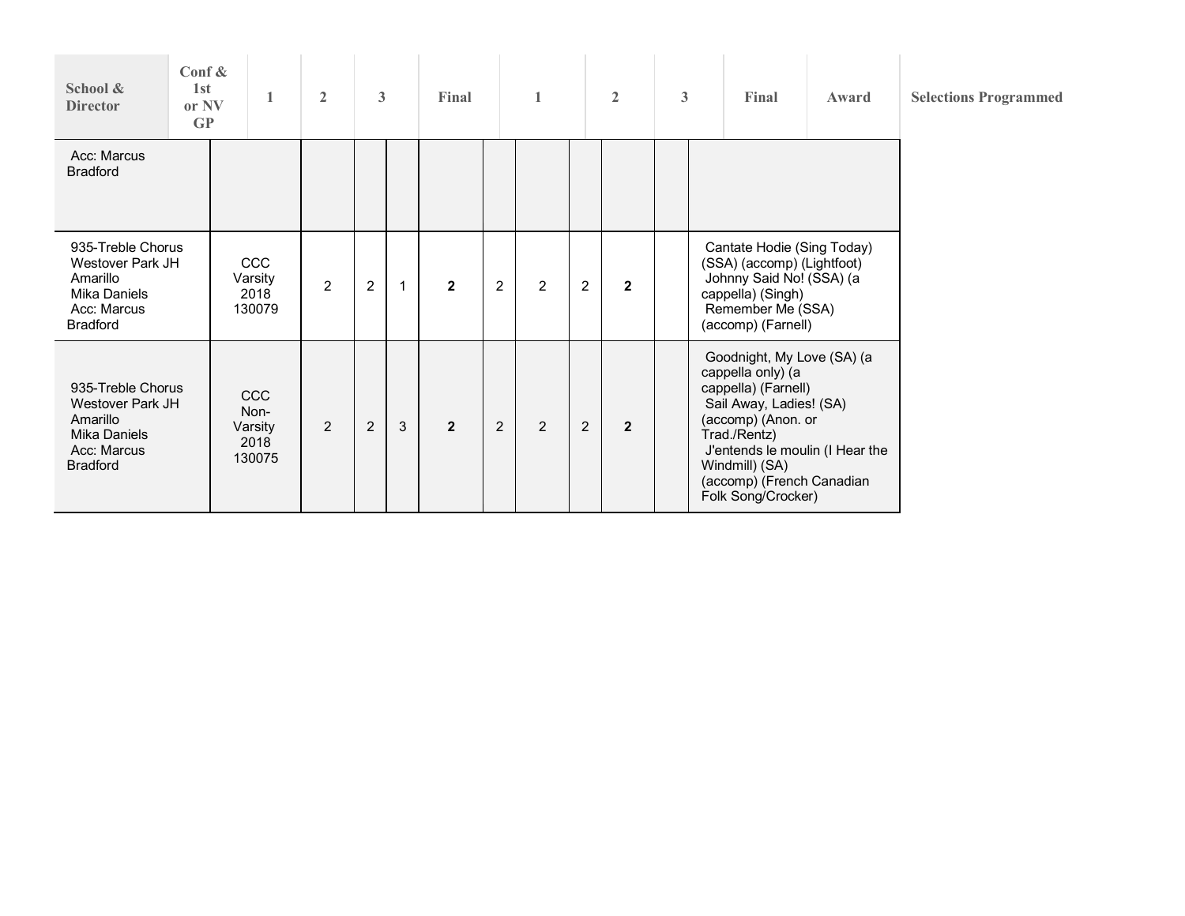| School & Director | Conf & 1st or NV GP | 1 | 2 | 3 | Final | 1 | 2 | 3 | Final | Award | Selections Programmed |
|---|---|---|---|---|---|---|---|---|---|---|---|
| Acc: Marcus Bradford | | | | | | | | | | | |
| 935-Treble Chorus Westover Park JH Amarillo Mika Daniels Acc: Marcus Bradford | CCC Varsity 2018 130079 | 2 | 2 | 1 | **2** | 2 | 2 | 2 | **2** | | Cantate Hodie (Sing Today) (SSA) (accomp) (Lightfoot) Johnny Said No! (SSA) (a cappella) (Singh) Remember Me (SSA) (accomp) (Farnell) |
| 935-Treble Chorus Westover Park JH Amarillo Mika Daniels Acc: Marcus Bradford | CCC Non-Varsity 2018 130075 | 2 | 2 | 3 | **2** | 2 | 2 | 2 | **2** | | Goodnight, My Love (SA) (a cappella only) (a cappella) (Farnell) Sail Away, Ladies! (SA) (accomp) (Anon. or Trad./Rentz) J'entends le moulin (I Hear the Windmill) (SA) (accomp) (French Canadian Folk Song/Crocker) |